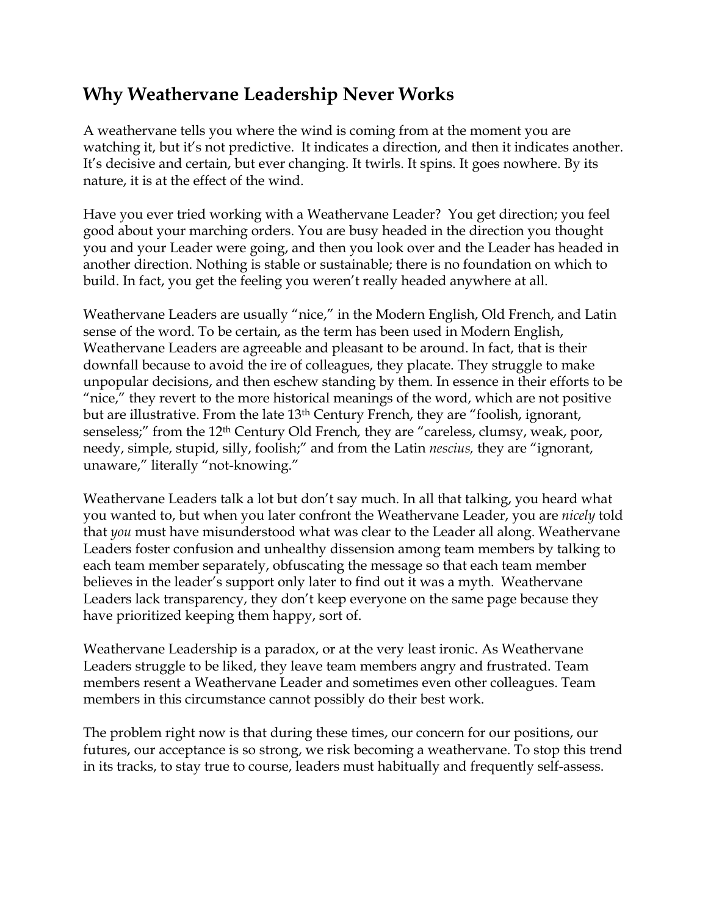## Why Weathervane Leadership Never Works

A weathervane tells you where the wind is coming from at the moment you are watching it, but it's not predictive. It indicates a direction, and then it indicates another. It's decisive and certain, but ever changing. It twirls. It spins. It goes nowhere. By its nature, it is at the effect of the wind.

Have you ever tried working with a Weathervane Leader? You get direction; you feel good about your marching orders. You are busy headed in the direction you thought you and your Leader were going, and then you look over and the Leader has headed in another direction. Nothing is stable or sustainable; there is no foundation on which to build. In fact, you get the feeling you weren't really headed anywhere at all.

Weathervane Leaders are usually "nice," in the Modern English, Old French, and Latin sense of the word. To be certain, as the term has been used in Modern English, Weathervane Leaders are agreeable and pleasant to be around. In fact, that is their downfall because to avoid the ire of colleagues, they placate. They struggle to make unpopular decisions, and then eschew standing by them. In essence in their efforts to be "nice," they revert to the more historical meanings of the word, which are not positive but are illustrative. From the late 13th Century French, they are "foolish, ignorant, senseless;" from the 12th Century Old French, they are "careless, clumsy, weak, poor, needy, simple, stupid, silly, foolish;" and from the Latin *nescius,* they are "ignorant, unaware," literally "not-knowing."

Weathervane Leaders talk a lot but don't say much. In all that talking, you heard what you wanted to, but when you later confront the Weathervane Leader, you are *nicely* told that *you* must have misunderstood what was clear to the Leader all along. Weathervane Leaders foster confusion and unhealthy dissension among team members by talking to each team member separately, obfuscating the message so that each team member believes in the leader's support only later to find out it was a myth. Weathervane Leaders lack transparency, they don't keep everyone on the same page because they have prioritized keeping them happy, sort of.

Weathervane Leadership is a paradox, or at the very least ironic. As Weathervane Leaders struggle to be liked, they leave team members angry and frustrated. Team members resent a Weathervane Leader and sometimes even other colleagues. Team members in this circumstance cannot possibly do their best work.

The problem right now is that during these times, our concern for our positions, our futures, our acceptance is so strong, we risk becoming a weathervane. To stop this trend in its tracks, to stay true to course, leaders must habitually and frequently self-assess.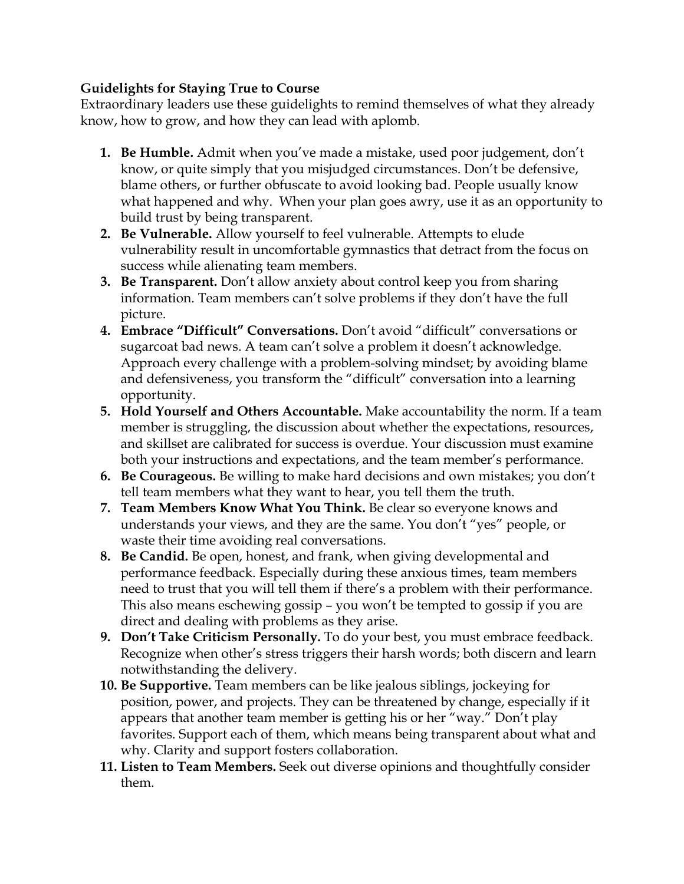**Guidelights for Staying True to Course**
Extraordinary leaders use these guidelights to remind themselves of what they already know, how to grow, and how they can lead with aplomb.

1. **Be Humble.** Admit when you've made a mistake, used poor judgement, don't know, or quite simply that you misjudged circumstances. Don't be defensive, blame others, or further obfuscate to avoid looking bad. People usually know what happened and why. When your plan goes awry, use it as an opportunity to build trust by being transparent.
2. **Be Vulnerable.** Allow yourself to feel vulnerable. Attempts to elude vulnerability result in uncomfortable gymnastics that detract from the focus on success while alienating team members.
3. **Be Transparent.** Don't allow anxiety about control keep you from sharing information. Team members can't solve problems if they don't have the full picture.
4. **Embrace "Difficult" Conversations.** Don't avoid "difficult" conversations or sugarcoat bad news. A team can't solve a problem it doesn't acknowledge. Approach every challenge with a problem-solving mindset; by avoiding blame and defensiveness, you transform the "difficult" conversation into a learning opportunity.
5. **Hold Yourself and Others Accountable.** Make accountability the norm. If a team member is struggling, the discussion about whether the expectations, resources, and skillset are calibrated for success is overdue. Your discussion must examine both your instructions and expectations, and the team member's performance.
6. **Be Courageous.** Be willing to make hard decisions and own mistakes; you don't tell team members what they want to hear, you tell them the truth.
7. **Team Members Know What You Think.** Be clear so everyone knows and understands your views, and they are the same. You don't "yes" people, or waste their time avoiding real conversations.
8. **Be Candid.** Be open, honest, and frank, when giving developmental and performance feedback. Especially during these anxious times, team members need to trust that you will tell them if there's a problem with their performance. This also means eschewing gossip – you won't be tempted to gossip if you are direct and dealing with problems as they arise.
9. **Don't Take Criticism Personally.** To do your best, you must embrace feedback. Recognize when other's stress triggers their harsh words; both discern and learn notwithstanding the delivery.
10. **Be Supportive.** Team members can be like jealous siblings, jockeying for position, power, and projects. They can be threatened by change, especially if it appears that another team member is getting his or her "way." Don't play favorites. Support each of them, which means being transparent about what and why. Clarity and support fosters collaboration.
11. **Listen to Team Members.** Seek out diverse opinions and thoughtfully consider them.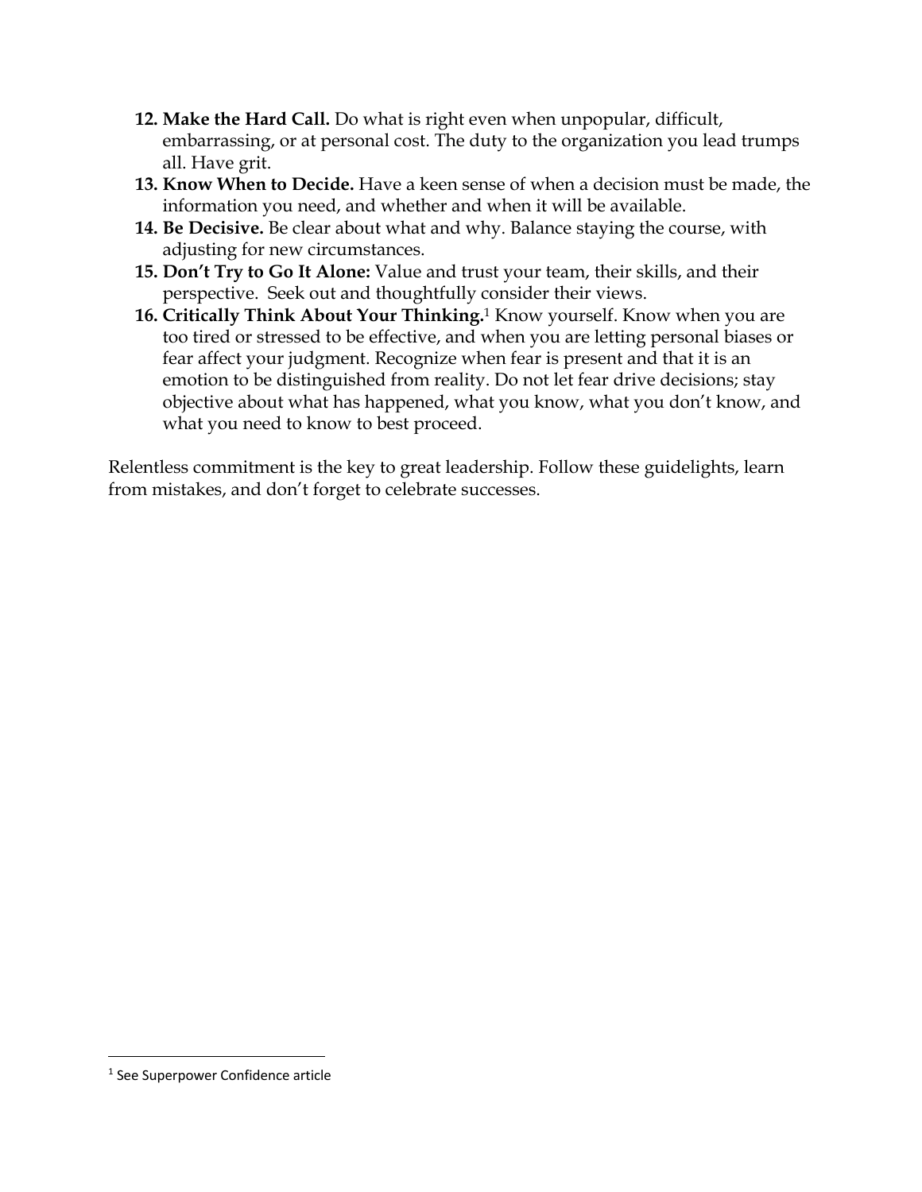12. **Make the Hard Call.** Do what is right even when unpopular, difficult, embarrassing, or at personal cost. The duty to the organization you lead trumps all. Have grit.
13. **Know When to Decide.** Have a keen sense of when a decision must be made, the information you need, and whether and when it will be available.
14. **Be Decisive.** Be clear about what and why. Balance staying the course, with adjusting for new circumstances.
15. **Don't Try to Go It Alone:** Value and trust your team, their skills, and their perspective. Seek out and thoughtfully consider their views.
16. **Critically Think About Your Thinking.**[1] Know yourself. Know when you are too tired or stressed to be effective, and when you are letting personal biases or fear affect your judgment. Recognize when fear is present and that it is an emotion to be distinguished from reality. Do not let fear drive decisions; stay objective about what has happened, what you know, what you don't know, and what you need to know to best proceed.

Relentless commitment is the key to great leadership. Follow these guidelights, learn from mistakes, and don't forget to celebrate successes.

---

[1] See Superpower Confidence article